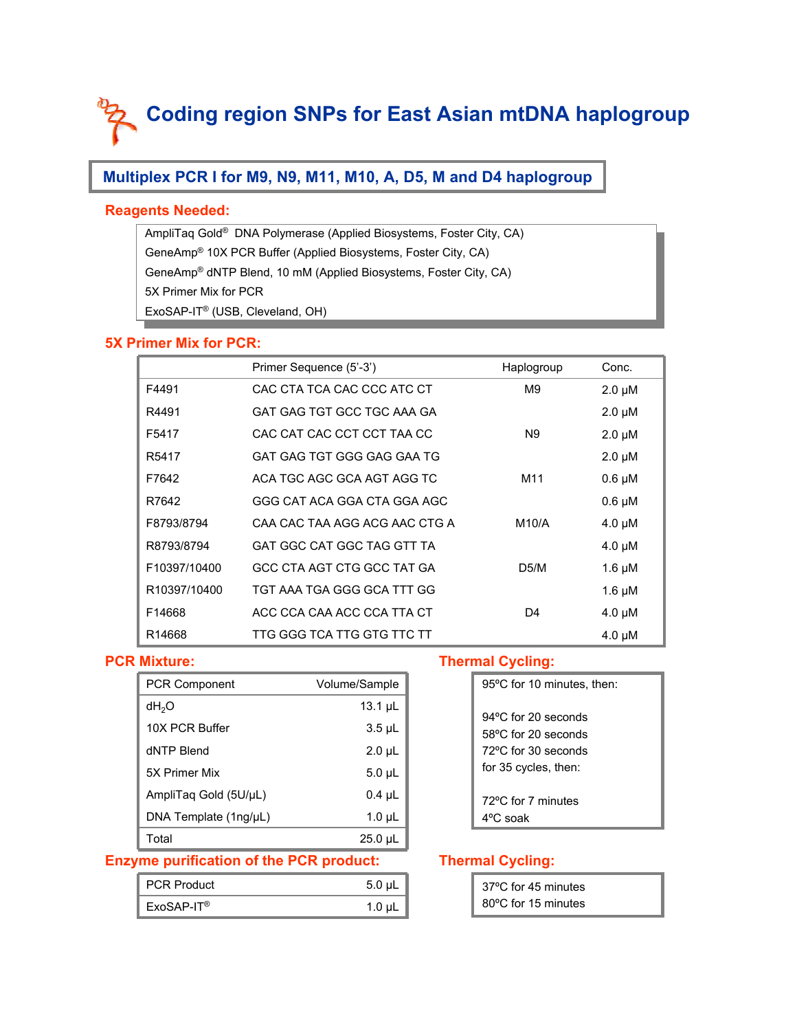# Coding region SNPs for East Asian mtDNA haplogroup

## Multiplex PCR I for M9, N9, M11, M10, A, D5, M and D4 haplogroup

### Reagents Needed:

- AmpliTaq Gold® DNA Polymerase (Applied Biosystems, Foster City, CA)
- GeneAmp® 10X PCR Buffer (Applied Biosystems, Foster City, CA)
- GeneAmp® dNTP Blend, 10 mM (Applied Biosystems, Foster City, CA)
- 5X Primer Mix for PCR
- ExoSAP-IT® (USB, Cleveland, OH)

### 5X Primer Mix for PCR:

| | Primer Sequence (5'-3') | Haplogroup | Conc. |
|---|---|---|---|
| F4491 | CAC CTA TCA CAC CCC ATC CT | M9 | 2.0 μM |
| R4491 | GAT GAG TGT GCC TGC AAA GA | | 2.0 μM |
| F5417 | CAC CAT CAC CCT CCT TAA CC | N9 | 2.0 μM |
| R5417 | GAT GAG TGT GGG GAG GAA TG | | 2.0 μM |
| F7642 | ACA TGC AGC GCA AGT AGG TC | M11 | 0.6 μM |
| R7642 | GGG CAT ACA GGA CTA GGA AGC | | 0.6 μM |
| F8793/8794 | CAA CAC TAA AGG ACG AAC CTG A | M10/A | 4.0 μM |
| R8793/8794 | GAT GGC CAT GGC TAG GTT TA | | 4.0 μM |
| F10397/10400 | GCC CTA AGT CTG GCC TAT GA | D5/M | 1.6 μM |
| R10397/10400 | TGT AAA TGA GGG GCA TTT GG | | 1.6 μM |
| F14668 | ACC CCA CAA ACC CCA TTA CT | D4 | 4.0 μM |
| R14668 | TTG GGG TCA TTG GTG TTC TT | | 4.0 μM |

### PCR Mixture:

| PCR Component | Volume/Sample |
|---|---|
| $dH_2O$ | 13.1 μL |
| 10X PCR Buffer | 3.5 μL |
| dNTP Blend | 2.0 μL |
| 5X Primer Mix | 5.0 μL |
| AmpliTaq Gold (5U/μL) | 0.4 μL |
| DNA Template (1ng/μL) | 1.0 μL |
| Total | 25.0 μL |

### Thermal Cycling:

95ºC for 10 minutes, then:

94ºC for 20 seconds
58ºC for 20 seconds
72ºC for 30 seconds
for 35 cycles, then:

72ºC for 7 minutes
4ºC soak

### Enzyme purification of the PCR product:

| | |
|---|---|
| PCR Product | 5.0 μL |
| ExoSAP-IT® | 1.0 μL |

### Thermal Cycling:

37ºC for 45 minutes
80ºC for 15 minutes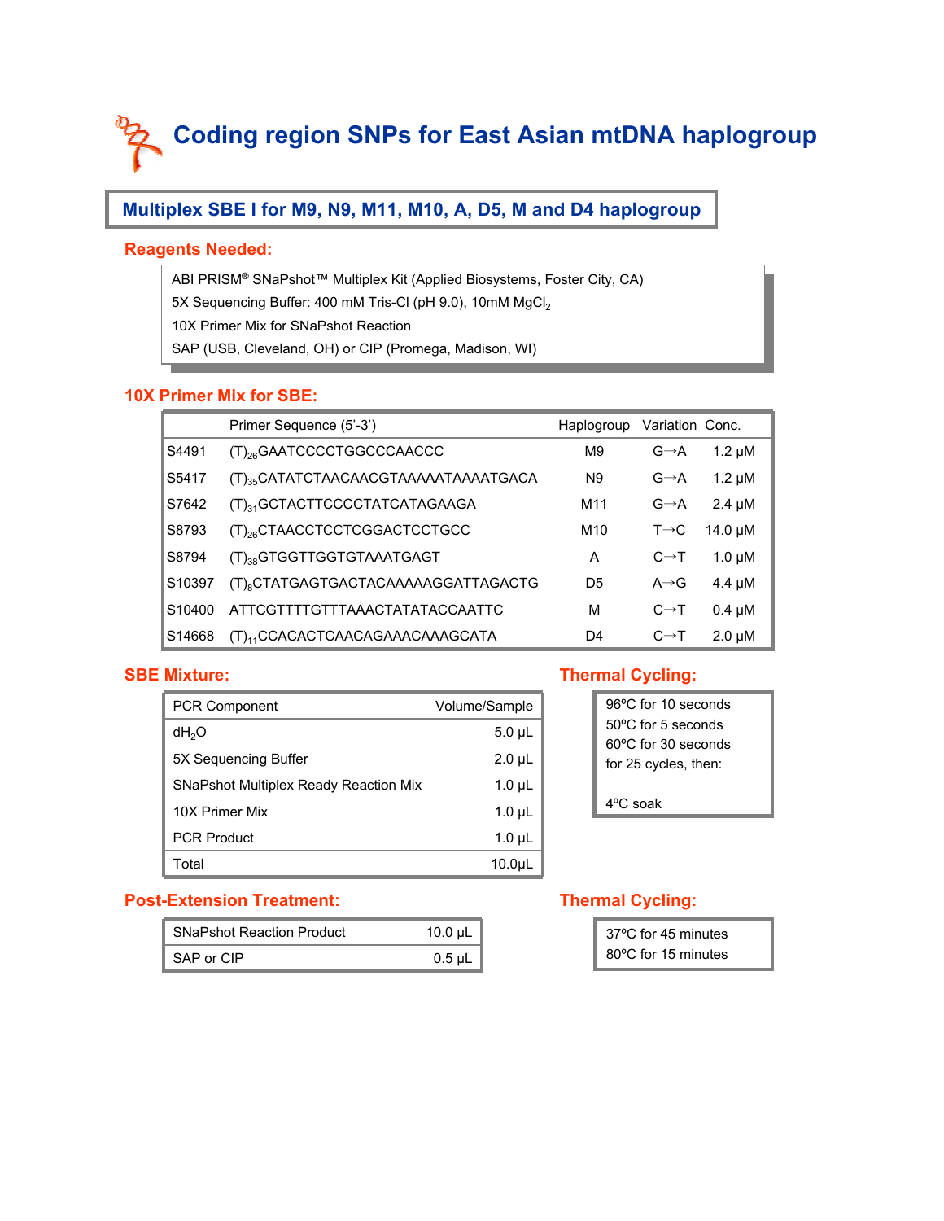# Coding region SNPs for East Asian mtDNA haplogroup

## Multiplex SBE I for M9, N9, M11, M10, A, D5, M and D4 haplogroup

### Reagents Needed:

- ABI PRISM® SNaPshot™ Multiplex Kit (Applied Biosystems, Foster City, CA)
- 5X Sequencing Buffer: 400 mM Tris-Cl (pH 9.0), 10mM $MgCl_2$
- 10X Primer Mix for SNaPshot Reaction
- SAP (USB, Cleveland, OH) or CIP (Promega, Madison, WI)

### 10X Primer Mix for SBE:

| | Primer Sequence (5'-3') | Haplogroup | Variation | Conc. |
|---|---|---|---|---|
| S4491 | $(T)_{26}$GAATCCCCTGGCCCAACCC | M9 | G→A | 1.2 μM |
| S5417 | $(T)_{35}$CATATCTAACAACGTAAAAATAAAATGACA | N9 | G→A | 1.2 μM |
| S7642 | $(T)_{31}$GCTACTTCCCCTATCATAGAAGA | M11 | G→A | 2.4 μM |
| S8793 | $(T)_{26}$CTAACCTCCTCGGACTCCTGCC | M10 | T→C | 14.0 μM |
| S8794 | $(T)_{38}$GTGGTTGGTGTAAATGAGT | A | C→T | 1.0 μM |
| S10397 | $(T)_{8}$CTATGAGTGACTACAAAAAGGATTAGACTG | D5 | A→G | 4.4 μM |
| S10400 | ATTCGTTTTGTTTAAACTATATACCAATTC | M | C→T | 0.4 μM |
| S14668 | $(T)_{11}$CCACACTCAACAGAAACAAAGCATA | D4 | C→T | 2.0 μM |

### SBE Mixture:

| PCR Component | Volume/Sample |
|---|---|
| $dH_2O$ | 5.0 μL |
| 5X Sequencing Buffer | 2.0 μL |
| SNaPshot Multiplex Ready Reaction Mix | 1.0 μL |
| 10X Primer Mix | 1.0 μL |
| PCR Product | 1.0 μL |
| Total | 10.0μL |

### Thermal Cycling:

96ºC for 10 seconds
50ºC for 5 seconds
60ºC for 30 seconds
for 25 cycles, then:

4ºC soak

### Post-Extension Treatment:

| SNaPshot Reaction Product | 10.0 μL |
|---|---|
| SAP or CIP | 0.5 μL |

### Thermal Cycling:

37ºC for 45 minutes
80ºC for 15 minutes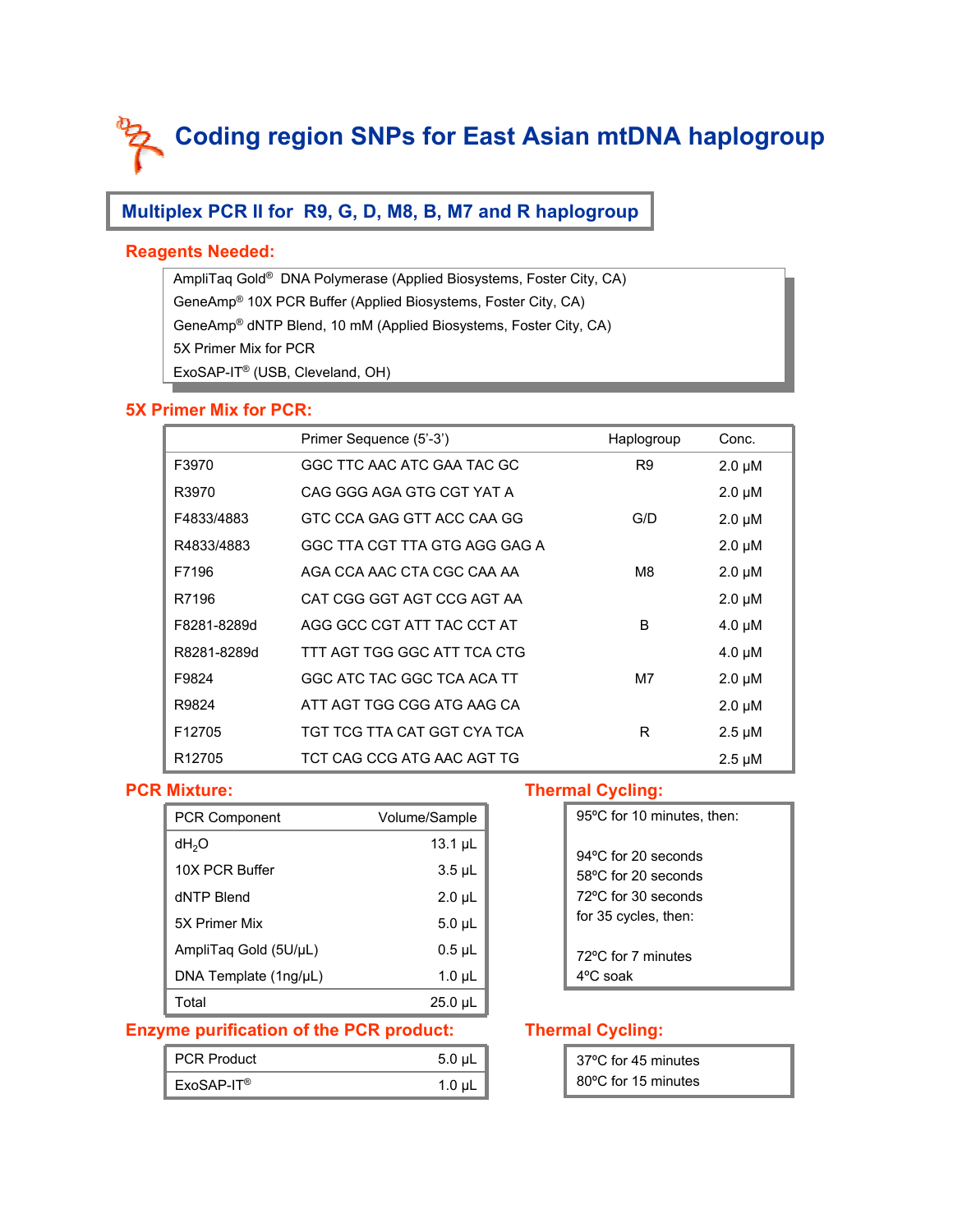# Coding region SNPs for East Asian mtDNA haplogroup

## Multiplex PCR II for R9, G, D, M8, B, M7 and R haplogroup

### Reagents Needed:

- AmpliTaq Gold® DNA Polymerase (Applied Biosystems, Foster City, CA)
- GeneAmp® 10X PCR Buffer (Applied Biosystems, Foster City, CA)
- GeneAmp® dNTP Blend, 10 mM (Applied Biosystems, Foster City, CA)
- 5X Primer Mix for PCR
- ExoSAP-IT® (USB, Cleveland, OH)

### 5X Primer Mix for PCR:

| | Primer Sequence (5'-3') | Haplogroup | Conc. |
|---|---|---|---|
| F3970 | GGC TTC AAC ATC GAA TAC GC | R9 | 2.0 μM |
| R3970 | CAG GGG AGA GTG CGT YAT A | | 2.0 μM |
| F4833/4883 | GTC CCA GAG GTT ACC CAA GG | G/D | 2.0 μM |
| R4833/4883 | GGC TTA CGT TTA GTG AGG GAG A | | 2.0 μM |
| F7196 | AGA CCA AAC CTA CGC CAA AA | M8 | 2.0 μM |
| R7196 | CAT CGG GGT AGT CCG AGT AA | | 2.0 μM |
| F8281-8289d | AGG GCC CGT ATT TAC CCT AT | B | 4.0 μM |
| R8281-8289d | TTT AGT TGG GGC ATT TCA CTG | | 4.0 μM |
| F9824 | GGC ATC TAC GGC TCA ACA TT | M7 | 2.0 μM |
| R9824 | ATT AGT TGG CGG ATG AAG CA | | 2.0 μM |
| F12705 | TGT TCG TTA CAT GGT CYA TCA | R | 2.5 μM |
| R12705 | TCT CAG CCG ATG AAC AGT TG | | 2.5 μM |

### PCR Mixture:

| PCR Component | Volume/Sample |
|---|---|
| $dH_2O$ | 13.1 μL |
| 10X PCR Buffer | 3.5 μL |
| dNTP Blend | 2.0 μL |
| 5X Primer Mix | 5.0 μL |
| AmpliTaq Gold (5U/μL) | 0.5 μL |
| DNA Template (1ng/μL) | 1.0 μL |
| Total | 25.0 μL |

### Thermal Cycling:

95ºC for 10 minutes, then:

94ºC for 20 seconds
58ºC for 20 seconds
72ºC for 30 seconds
for 35 cycles, then:

72ºC for 7 minutes
4ºC soak

### Enzyme purification of the PCR product:

| | |
|---|---|
| PCR Product | 5.0 μL |
| ExoSAP-IT® | 1.0 μL |

### Thermal Cycling:

37ºC for 45 minutes
80ºC for 15 minutes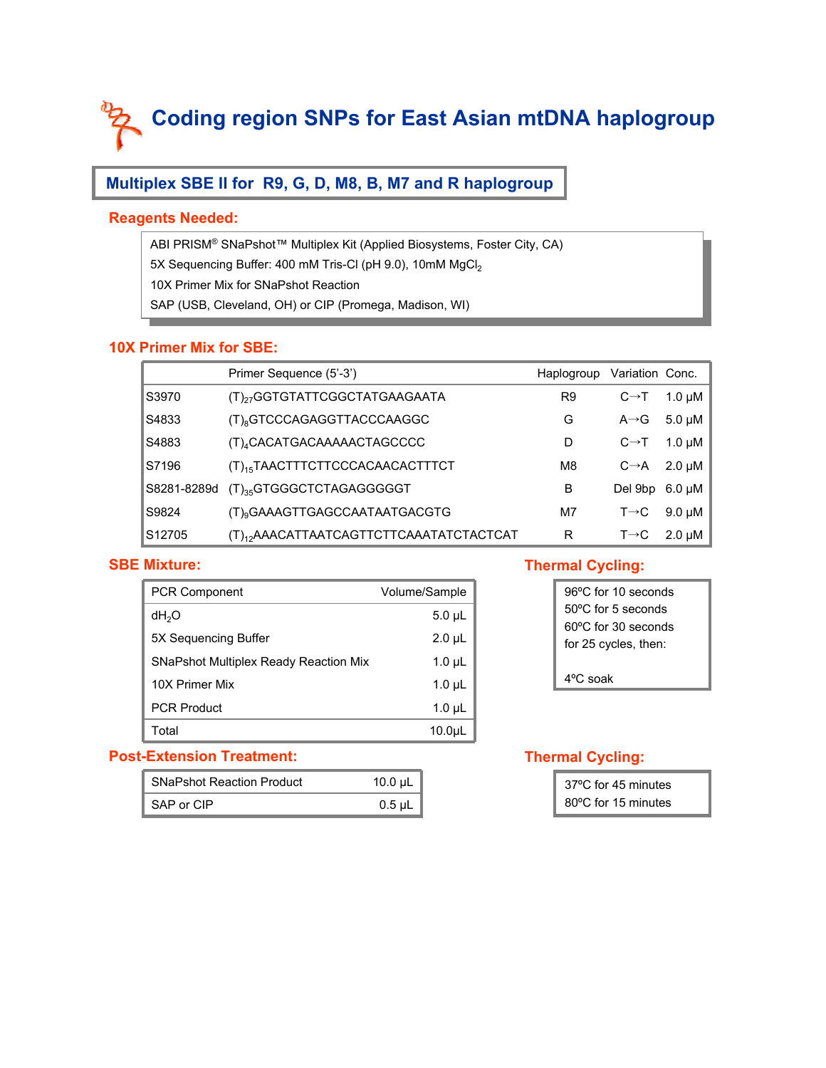# Coding region SNPs for East Asian mtDNA haplogroup

## Multiplex SBE II for R9, G, D, M8, B, M7 and R haplogroup

### Reagents Needed:

- ABI PRISM® SNaPshot™ Multiplex Kit (Applied Biosystems, Foster City, CA)
- 5X Sequencing Buffer: 400 mM Tris-Cl (pH 9.0), 10mM $MgCl_2$
- 10X Primer Mix for SNaPshot Reaction
- SAP (USB, Cleveland, OH) or CIP (Promega, Madison, WI)

### 10X Primer Mix for SBE:

| | Primer Sequence (5'-3') | Haplogroup | Variation | Conc. |
|---|---|---|---|---|
| S3970 | $(T)_{27}$GGTGTATTCGGCTATGAAGAATA | R9 | C→T | 1.0 µM |
| S4833 | $(T)_{8}$GTCCCAGAGGTTACCCAAGGC | G | A→G | 5.0 µM |
| S4883 | $(T)_{4}$CACATGACAAAAACTAGCCCC | D | C→T | 1.0 µM |
| S7196 | $(T)_{15}$TAACTTTCTTCCCACAACACTTTCT | M8 | C→A | 2.0 µM |
| S8281-8289d | $(T)_{35}$GTGGGCTCTAGAGGGGGT | B | Del 9bp | 6.0 µM |
| S9824 | $(T)_{9}$GAAAGTTGAGCCAATAATGACGTG | M7 | T→C | 9.0 µM |
| S12705 | $(T)_{12}$AAACATTAATCAGTTCTTCAAATATCTACTCAT | R | T→C | 2.0 µM |

### SBE Mixture:

| PCR Component | Volume/Sample |
|---|---|
| $dH_2O$ | 5.0 µL |
| 5X Sequencing Buffer | 2.0 µL |
| SNaPshot Multiplex Ready Reaction Mix | 1.0 µL |
| 10X Primer Mix | 1.0 µL |
| PCR Product | 1.0 µL |
| Total | 10.0µL |

### Thermal Cycling:

96ºC for 10 seconds
50ºC for 5 seconds
60ºC for 30 seconds
for 25 cycles, then:

4ºC soak

### Post-Extension Treatment:

| SNaPshot Reaction Product | 10.0 µL |
|---|---|
| SAP or CIP | 0.5 µL |

### Thermal Cycling:

37ºC for 45 minutes
80ºC for 15 minutes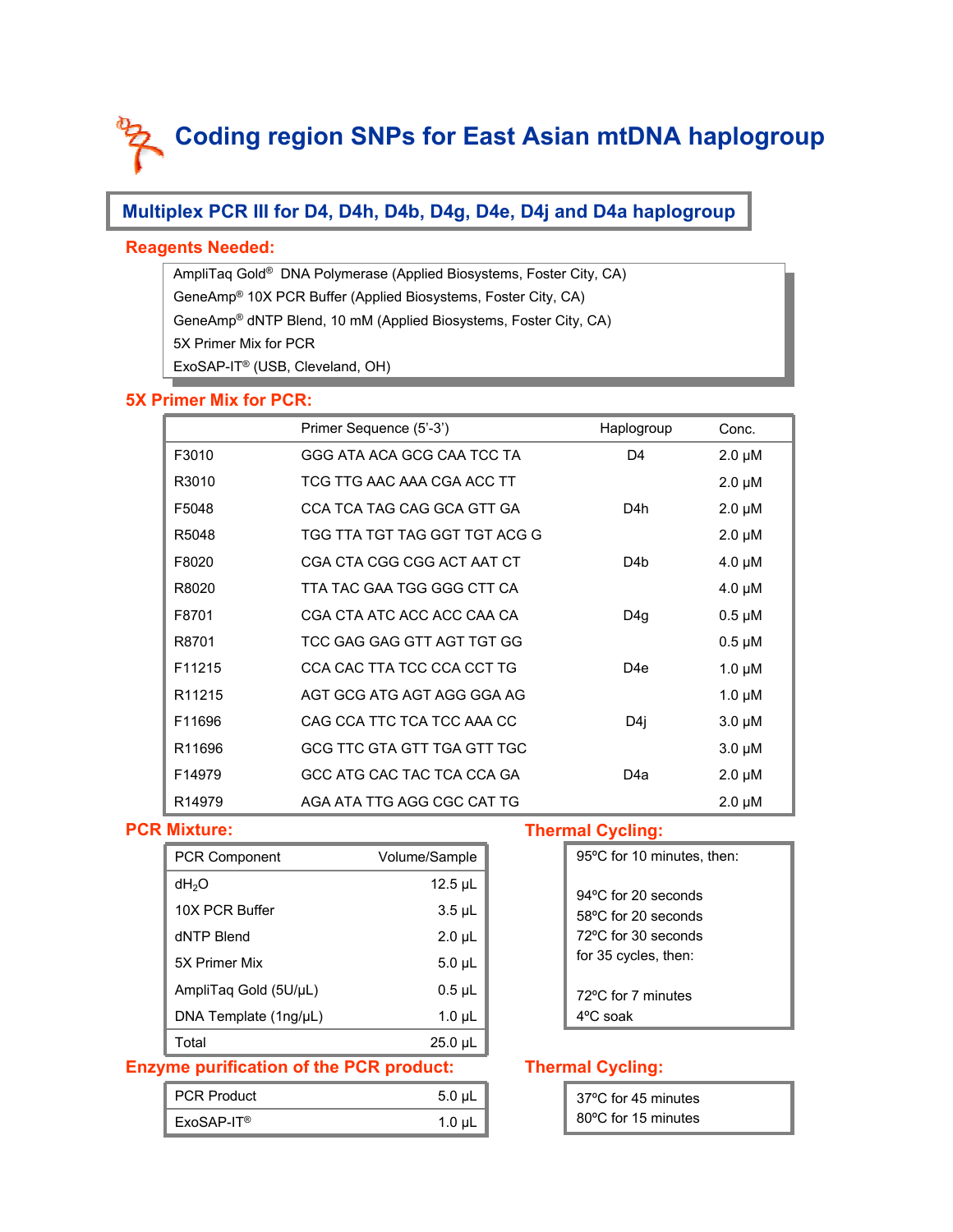# Coding region SNPs for East Asian mtDNA haplogroup

## Multiplex PCR III for D4, D4h, D4b, D4g, D4e, D4j and D4a haplogroup

### Reagents Needed:

- AmpliTaq Gold® DNA Polymerase (Applied Biosystems, Foster City, CA)
- GeneAmp® 10X PCR Buffer (Applied Biosystems, Foster City, CA)
- GeneAmp® dNTP Blend, 10 mM (Applied Biosystems, Foster City, CA)
- 5X Primer Mix for PCR
- ExoSAP-IT® (USB, Cleveland, OH)

### 5X Primer Mix for PCR:

| | Primer Sequence (5'-3') | Haplogroup | Conc. |
|---|---|---|---|
| F3010 | GGG ATA ACA GCG CAA TCC TA | D4 | 2.0 μM |
| R3010 | TCG TTG AAC AAA CGA ACC TT | | 2.0 μM |
| F5048 | CCA TCA TAG CAG GCA GTT GA | D4h | 2.0 μM |
| R5048 | TGG TTA TGT TAG GGT TGT ACG G | | 2.0 μM |
| F8020 | CGA CTA CGG CGG ACT AAT CT | D4b | 4.0 μM |
| R8020 | TTA TAC GAA TGG GGG CTT CA | | 4.0 μM |
| F8701 | CGA CTA ATC ACC ACC CAA CA | D4g | 0.5 μM |
| R8701 | TCC GAG GAG GTT AGT TGT GG | | 0.5 μM |
| F11215 | CCA CAC TTA TCC CCA CCT TG | D4e | 1.0 μM |
| R11215 | AGT GCG ATG AGT AGG GGA AG | | 1.0 μM |
| F11696 | CAG CCA TTC TCA TCC AAA CC | D4j | 3.0 μM |
| R11696 | GCG TTC GTA GTT TGA GTT TGC | | 3.0 μM |
| F14979 | GCC ATG CAC TAC TCA CCA GA | D4a | 2.0 μM |
| R14979 | AGA ATA TTG AGG CGC CAT TG | | 2.0 μM |

### PCR Mixture:

| PCR Component | Volume/Sample |
|---|---|
| $dH_2O$ | 12.5 μL |
| 10X PCR Buffer | 3.5 μL |
| dNTP Blend | 2.0 μL |
| 5X Primer Mix | 5.0 μL |
| AmpliTaq Gold (5U/μL) | 0.5 μL |
| DNA Template (1ng/μL) | 1.0 μL |
| Total | 25.0 μL |

### Thermal Cycling:

95ºC for 10 minutes, then:

94ºC for 20 seconds
58ºC for 20 seconds
72ºC for 30 seconds
for 35 cycles, then:

72ºC for 7 minutes
4ºC soak

### Enzyme purification of the PCR product:

| PCR Product | 5.0 μL |
|---|---|
| ExoSAP-IT® | 1.0 μL |

### Thermal Cycling:

37ºC for 45 minutes
80ºC for 15 minutes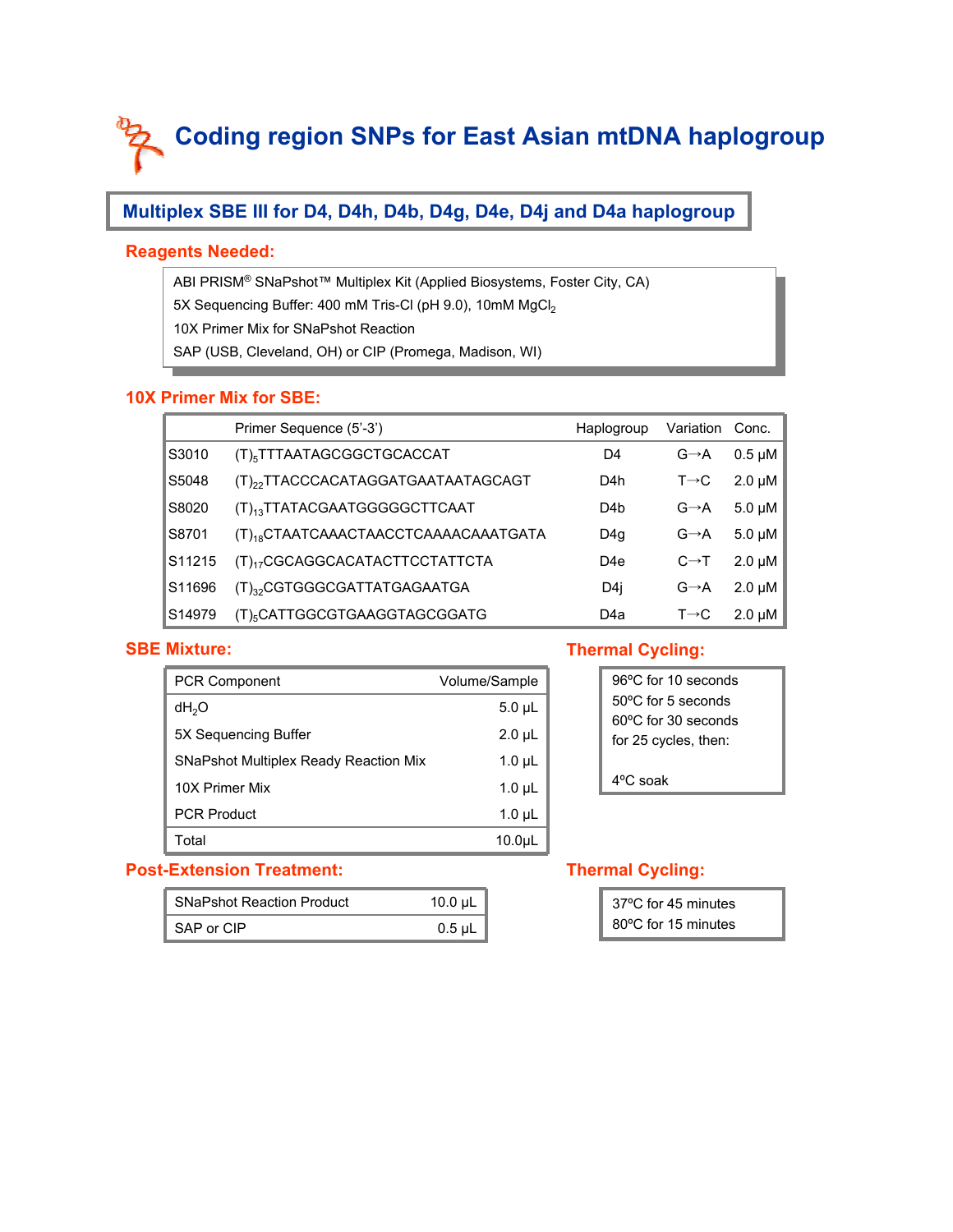# Coding region SNPs for East Asian mtDNA haplogroup

## Multiplex SBE III for D4, D4h, D4b, D4g, D4e, D4j and D4a haplogroup

### Reagents Needed:

ABI PRISM® SNaPshot™ Multiplex Kit (Applied Biosystems, Foster City, CA)
5X Sequencing Buffer: 400 mM Tris-Cl (pH 9.0), 10mM $MgCl_2$
10X Primer Mix for SNaPshot Reaction
SAP (USB, Cleveland, OH) or CIP (Promega, Madison, WI)

### 10X Primer Mix for SBE:

| | Primer Sequence (5'-3') | Haplogroup | Variation | Conc. |
|---|---|---|---|---|
| S3010 | $(T)_5$TTTAATAGCGGCTGCACCAT | D4 | G→A | 0.5 μM |
| S5048 | $(T)_{22}$TTACCCACATAGGATGAATAATAGCAGT | D4h | T→C | 2.0 μM |
| S8020 | $(T)_{13}$TTATACGAATGGGGGCTTCAAT | D4b | G→A | 5.0 μM |
| S8701 | $(T)_{18}$CTAATCAAACTAACCTCAAAACAAATGATA | D4g | G→A | 5.0 μM |
| S11215 | $(T)_{17}$CGCAGGCACATACTTCCTATTCTA | D4e | C→T | 2.0 μM |
| S11696 | $(T)_{32}$CGTGGGCGATTATGAGAATGA | D4j | G→A | 2.0 μM |
| S14979 | $(T)_5$CATTGGCGTGAAGGTAGCGGATG | D4a | T→C | 2.0 μM |

### SBE Mixture:

| PCR Component | Volume/Sample |
|---|---|
| $dH_2O$ | 5.0 μL |
| 5X Sequencing Buffer | 2.0 μL |
| SNaPshot Multiplex Ready Reaction Mix | 1.0 μL |
| 10X Primer Mix | 1.0 μL |
| PCR Product | 1.0 μL |
| Total | 10.0μL |

### Thermal Cycling:

96ºC for 10 seconds
50ºC for 5 seconds
60ºC for 30 seconds
for 25 cycles, then:

4ºC soak

### Post-Extension Treatment:

| SNaPshot Reaction Product | 10.0 μL |
|---|---|
| SAP or CIP | 0.5 μL |

### Thermal Cycling:

37ºC for 45 minutes
80ºC for 15 minutes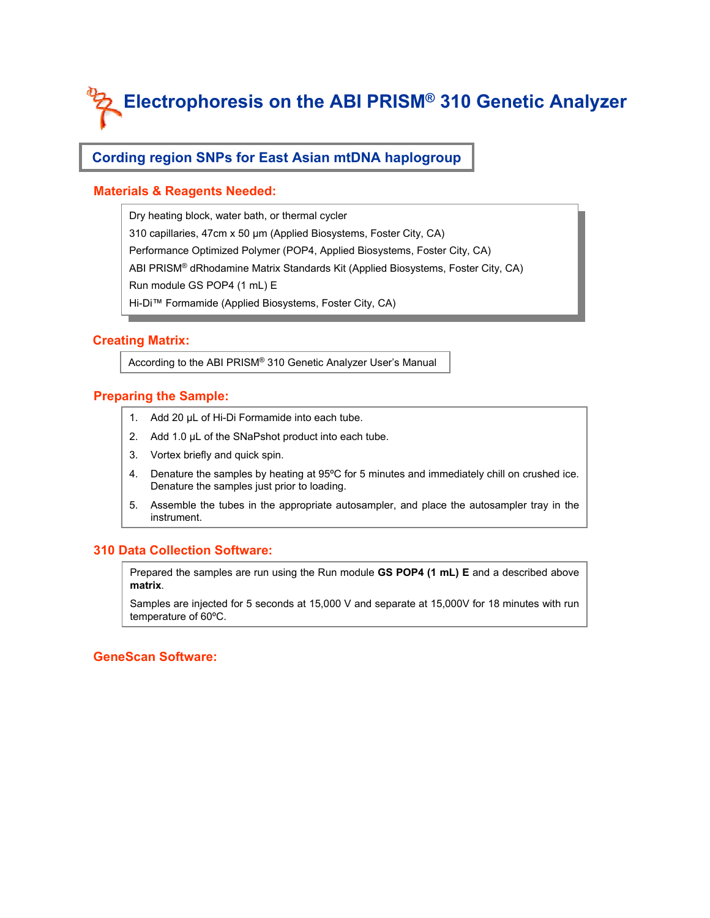# Electrophoresis on the ABI PRISM® 310 Genetic Analyzer

## Cording region SNPs for East Asian mtDNA haplogroup

### Materials & Reagents Needed:

Dry heating block, water bath, or thermal cycler

310 capillaries, 47cm x 50 µm (Applied Biosystems, Foster City, CA)

Performance Optimized Polymer (POP4, Applied Biosystems, Foster City, CA)

ABI PRISM® dRhodamine Matrix Standards Kit (Applied Biosystems, Foster City, CA)

Run module GS POP4 (1 mL) E

Hi-Di™ Formamide (Applied Biosystems, Foster City, CA)

### Creating Matrix:

According to the ABI PRISM® 310 Genetic Analyzer User's Manual

### Preparing the Sample:

1. Add 20 µL of Hi-Di Formamide into each tube.
2. Add 1.0 µL of the SNaPshot product into each tube.
3. Vortex briefly and quick spin.
4. Denature the samples by heating at 95ºC for 5 minutes and immediately chill on crushed ice. Denature the samples just prior to loading.
5. Assemble the tubes in the appropriate autosampler, and place the autosampler tray in the instrument.

### 310 Data Collection Software:

Prepared the samples are run using the Run module **GS POP4 (1 mL) E** and a described above **matrix**.

Samples are injected for 5 seconds at 15,000 V and separate at 15,000V for 18 minutes with run temperature of 60ºC.

### GeneScan Software: